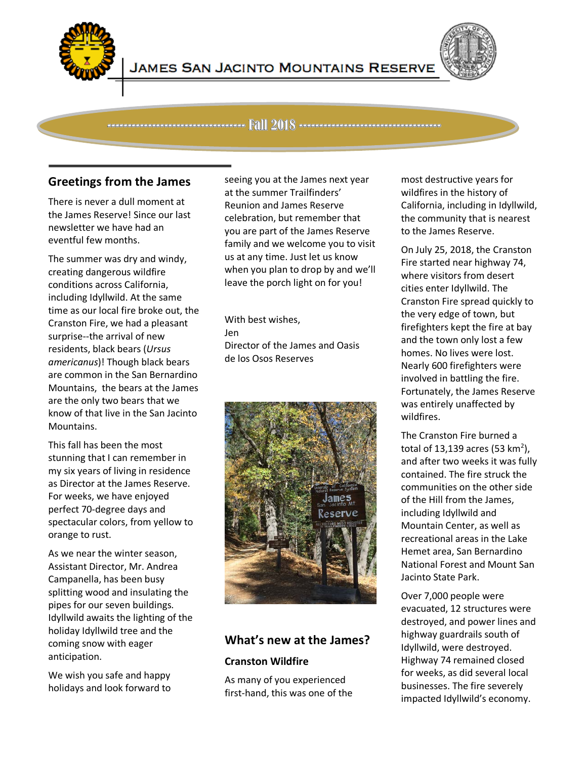# James San Jacinto Mountains Reserve

Fall 2018

## Greetings from the James

There is never a dull moment at the James Reserve! Since our last newsletter we have had an eventful few months.

The summer was dry and windy, creating dangerous wildfire conditions across California, including Idyllwild. At the same time as our local fire broke out, the Cranston Fire, we had a pleasant surprise--the arrival of new residents, black bears (*Ursus americanus*)! Though black bears are common in the San Bernardino Mountains, the bears at the James are the only two bears that we know of that live in the San Jacinto Mountains.

This fall has been the most stunning that I can remember in my six years of living in residence as Director at the James Reserve. For weeks, we have enjoyed perfect 70-degree days and spectacular colors, from yellow to orange to rust.

As we near the winter season, Assistant Director, Mr. Andrea Campanella, has been busy splitting wood and insulating the pipes for our seven buildings. Idyllwild awaits the lighting of the holiday Idyllwild tree and the coming snow with eager anticipation.

We wish you safe and happy holidays and look forward to seeing you at the James next year at the summer Trailfinders' Reunion and James Reserve celebration, but remember that you are part of the James Reserve family and we welcome you to visit us at any time. Just let us know when you plan to drop by and we'll leave the porch light on for you!

With best wishes,
Jen
Director of the James and Oasis de los Osos Reserves

## What's new at the James?

### Cranston Wildfire

As many of you experienced first-hand, this was one of the most destructive years for wildfires in the history of California, including in Idyllwild, the community that is nearest to the James Reserve.

On July 25, 2018, the Cranston Fire started near highway 74, where visitors from desert cities enter Idyllwild. The Cranston Fire spread quickly to the very edge of town, but firefighters kept the fire at bay and the town only lost a few homes. No lives were lost. Nearly 600 firefighters were involved in battling the fire. Fortunately, the James Reserve was entirely unaffected by wildfires.

The Cranston Fire burned a total of 13,139 acres (53 km$^2$), and after two weeks it was fully contained. The fire struck the communities on the other side of the Hill from the James, including Idyllwild and Mountain Center, as well as recreational areas in the Lake Hemet area, San Bernardino National Forest and Mount San Jacinto State Park.

Over 7,000 people were evacuated, 12 structures were destroyed, and power lines and highway guardrails south of Idyllwild, were destroyed. Highway 74 remained closed for weeks, as did several local businesses. The fire severely impacted Idyllwild's economy.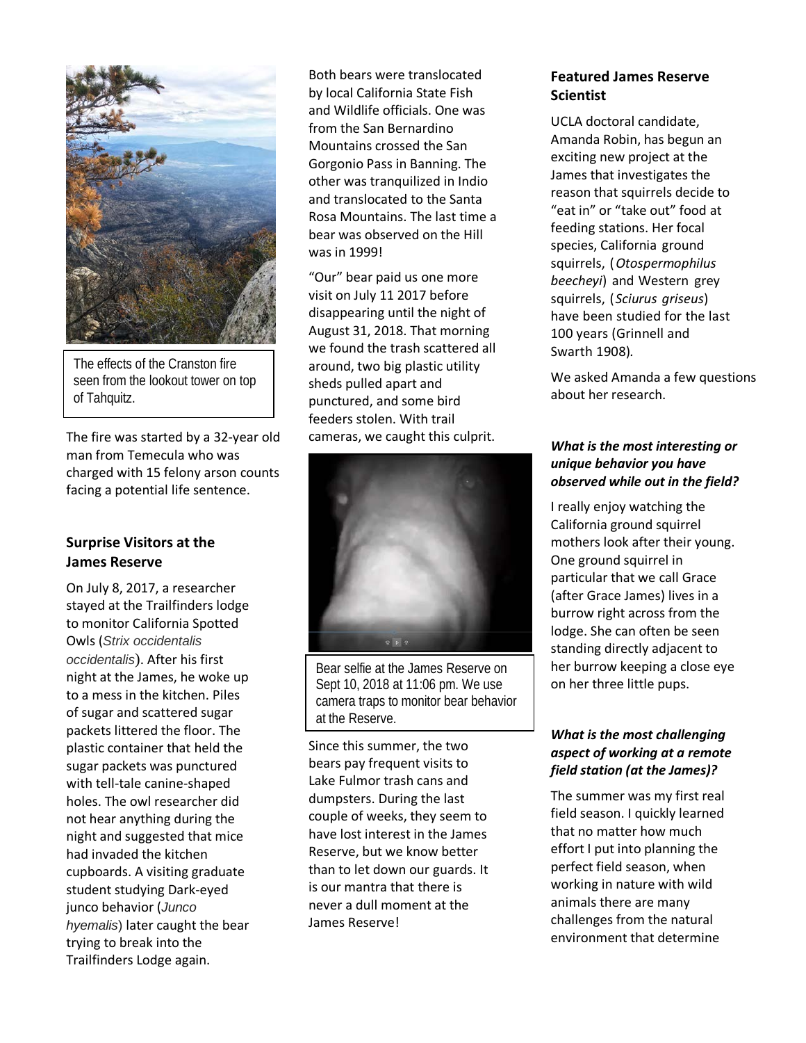The effects of the Cranston fire seen from the lookout tower on top of Tahquitz.

The fire was started by a 32-year old man from Temecula who was charged with 15 felony arson counts facing a potential life sentence.

### Surprise Visitors at the James Reserve

On July 8, 2017, a researcher stayed at the Trailfinders lodge to monitor California Spotted Owls (*Strix occidentalis occidentalis*). After his first night at the James, he woke up to a mess in the kitchen. Piles of sugar and scattered sugar packets littered the floor. The plastic container that held the sugar packets was punctured with tell-tale canine-shaped holes. The owl researcher did not hear anything during the night and suggested that mice had invaded the kitchen cupboards. A visiting graduate student studying Dark-eyed junco behavior (*Junco hyemalis*) later caught the bear trying to break into the Trailfinders Lodge again.

Both bears were translocated by local California State Fish and Wildlife officials. One was from the San Bernardino Mountains crossed the San Gorgonio Pass in Banning. The other was tranquilized in Indio and translocated to the Santa Rosa Mountains. The last time a bear was observed on the Hill was in 1999!

"Our" bear paid us one more visit on July 11 2017 before disappearing until the night of August 31, 2018. That morning we found the trash scattered all around, two big plastic utility sheds pulled apart and punctured, and some bird feeders stolen. With trail cameras, we caught this culprit.

Bear selfie at the James Reserve on Sept 10, 2018 at 11:06 pm. We use camera traps to monitor bear behavior at the Reserve.

Since this summer, the two bears pay frequent visits to Lake Fulmor trash cans and dumpsters. During the last couple of weeks, they seem to have lost interest in the James Reserve, but we know better than to let down our guards. It is our mantra that there is never a dull moment at the James Reserve!

### Featured James Reserve Scientist

UCLA doctoral candidate, Amanda Robin, has begun an exciting new project at the James that investigates the reason that squirrels decide to "eat in" or "take out" food at feeding stations. Her focal species, California ground squirrels, (*Otospermophilus beecheyi*) and Western grey squirrels, (*Sciurus griseus*) have been studied for the last 100 years (Grinnell and Swarth 1908).

We asked Amanda a few questions about her research.

***What is the most interesting or unique behavior you have observed while out in the field?***

I really enjoy watching the California ground squirrel mothers look after their young. One ground squirrel in particular that we call Grace (after Grace James) lives in a burrow right across from the lodge. She can often be seen standing directly adjacent to her burrow keeping a close eye on her three little pups.

***What is the most challenging aspect of working at a remote field station (at the James)?***

The summer was my first real field season. I quickly learned that no matter how much effort I put into planning the perfect field season, when working in nature with wild animals there are many challenges from the natural environment that determine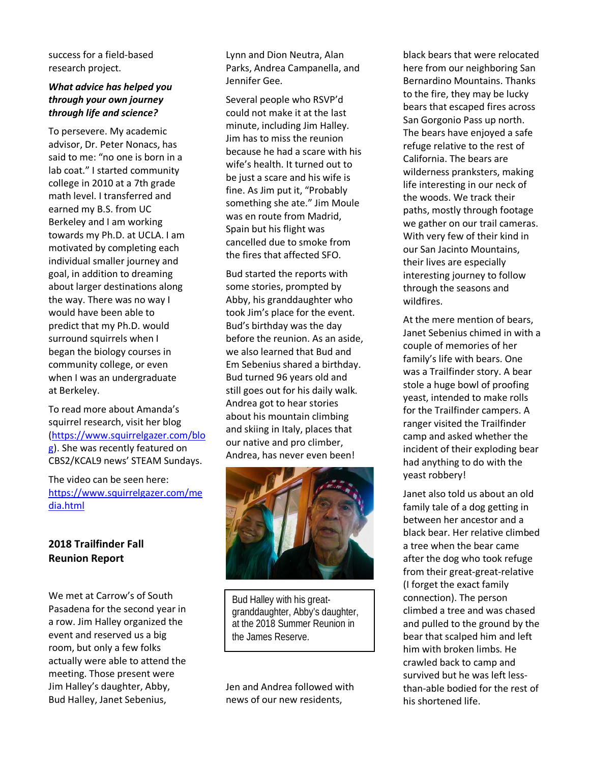success for a field-based research project.

***What advice has helped you through your own journey through life and science?***

To persevere. My academic advisor, Dr. Peter Nonacs, has said to me: "no one is born in a lab coat." I started community college in 2010 at a 7th grade math level. I transferred and earned my B.S. from UC Berkeley and I am working towards my Ph.D. at UCLA. I am motivated by completing each individual smaller journey and goal, in addition to dreaming about larger destinations along the way. There was no way I would have been able to predict that my Ph.D. would surround squirrels when I began the biology courses in community college, or even when I was an undergraduate at Berkeley.

To read more about Amanda's squirrel research, visit her blog (https://www.squirrelgazer.com/blog). She was recently featured on CBS2/KCAL9 news' STEAM Sundays.

The video can be seen here: https://www.squirrelgazer.com/media.html

## 2018 Trailfinder Fall Reunion Report

We met at Carrow's of South Pasadena for the second year in a row. Jim Halley organized the event and reserved us a big room, but only a few folks actually were able to attend the meeting. Those present were Jim Halley's daughter, Abby, Bud Halley, Janet Sebenius, Lynn and Dion Neutra, Alan Parks, Andrea Campanella, and Jennifer Gee.

Several people who RSVP'd could not make it at the last minute, including Jim Halley. Jim has to miss the reunion because he had a scare with his wife's health. It turned out to be just a scare and his wife is fine. As Jim put it, "Probably something she ate." Jim Moule was en route from Madrid, Spain but his flight was cancelled due to smoke from the fires that affected SFO.

Bud started the reports with some stories, prompted by Abby, his granddaughter who took Jim's place for the event. Bud's birthday was the day before the reunion. As an aside, we also learned that Bud and Em Sebenius shared a birthday. Bud turned 96 years old and still goes out for his daily walk. Andrea got to hear stories about his mountain climbing and skiing in Italy, places that our native and pro climber, Andrea, has never even been!

Bud Halley with his great-granddaughter, Abby's daughter, at the 2018 Summer Reunion in the James Reserve.

Jen and Andrea followed with news of our new residents, black bears that were relocated here from our neighboring San Bernardino Mountains. Thanks to the fire, they may be lucky bears that escaped fires across San Gorgonio Pass up north. The bears have enjoyed a safe refuge relative to the rest of California. The bears are wilderness pranksters, making life interesting in our neck of the woods. We track their paths, mostly through footage we gather on our trail cameras. With very few of their kind in our San Jacinto Mountains, their lives are especially interesting journey to follow through the seasons and wildfires.

At the mere mention of bears, Janet Sebenius chimed in with a couple of memories of her family's life with bears. One was a Trailfinder story. A bear stole a huge bowl of proofing yeast, intended to make rolls for the Trailfinder campers. A ranger visited the Trailfinder camp and asked whether the incident of their exploding bear had anything to do with the yeast robbery!

Janet also told us about an old family tale of a dog getting in between her ancestor and a black bear. Her relative climbed a tree when the bear came after the dog who took refuge from their great-great-relative (I forget the exact family connection). The person climbed a tree and was chased and pulled to the ground by the bear that scalped him and left him with broken limbs. He crawled back to camp and survived but he was left less-than-able bodied for the rest of his shortened life.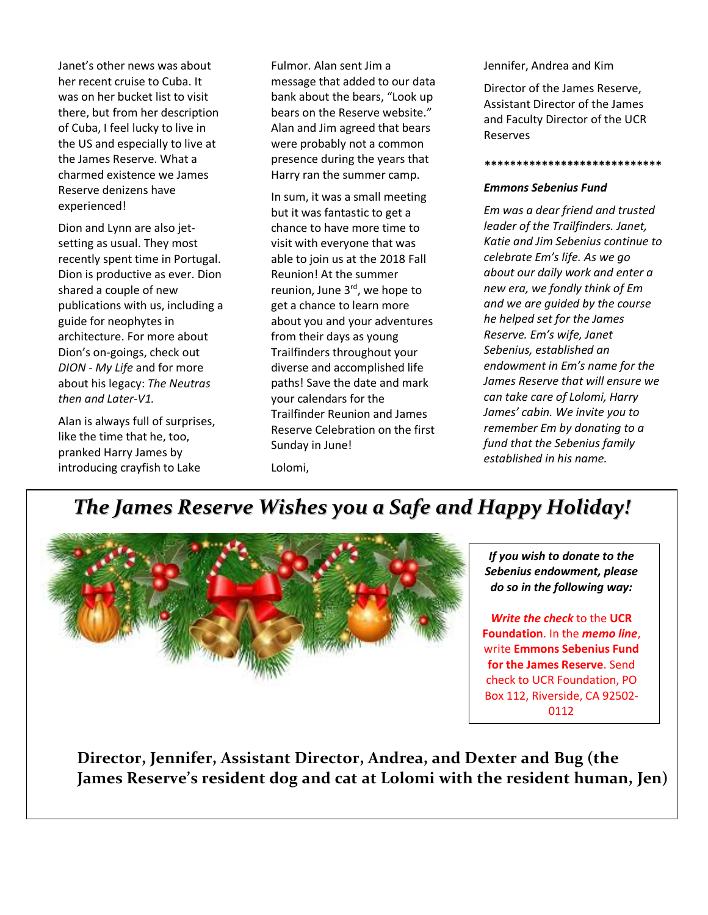Janet's other news was about her recent cruise to Cuba. It was on her bucket list to visit there, but from her description of Cuba, I feel lucky to live in the US and especially to live at the James Reserve. What a charmed existence we James Reserve denizens have experienced!

Dion and Lynn are also jet-setting as usual. They most recently spent time in Portugal. Dion is productive as ever. Dion shared a couple of new publications with us, including a guide for neophytes in architecture. For more about Dion's on-goings, check out *DION - My Life* and for more about his legacy: *The Neutras then and Later-V1.*

Alan is always full of surprises, like the time that he, too, pranked Harry James by introducing crayfish to Lake Fulmor. Alan sent Jim a message that added to our data bank about the bears, "Look up bears on the Reserve website." Alan and Jim agreed that bears were probably not a common presence during the years that Harry ran the summer camp.

In sum, it was a small meeting but it was fantastic to get a chance to have more time to visit with everyone that was able to join us at the 2018 Fall Reunion! At the summer reunion, June 3rd, we hope to get a chance to learn more about you and your adventures from their days as young Trailfinders throughout your diverse and accomplished life paths! Save the date and mark your calendars for the Trailfinder Reunion and James Reserve Celebration on the first Sunday in June!

Lolomi,

Jennifer, Andrea and Kim

Director of the James Reserve, Assistant Director of the James and Faculty Director of the UCR Reserves

****************************

***Emmons Sebenius Fund***

*Em was a dear friend and trusted leader of the Trailfinders. Janet, Katie and Jim Sebenius continue to celebrate Em's life. As we go about our daily work and enter a new era, we fondly think of Em and we are guided by the course he helped set for the James Reserve. Em's wife, Janet Sebenius, established an endowment in Em's name for the James Reserve that will ensure we can take care of Lolomi, Harry James' cabin. We invite you to remember Em by donating to a fund that the Sebenius family established in his name.*

## *The James Reserve Wishes you a Safe and Happy Holiday!*

***If you wish to donate to the Sebenius endowment, please do so in the following way:***

***Write the check*** to the **UCR Foundation**. In the ***memo line***, write **Emmons Sebenius Fund for the James Reserve**. Send check to UCR Foundation, PO Box 112, Riverside, CA 92502-0112

**Director, Jennifer, Assistant Director, Andrea, and Dexter and Bug (the James Reserve's resident dog and cat at Lolomi with the resident human, Jen)**